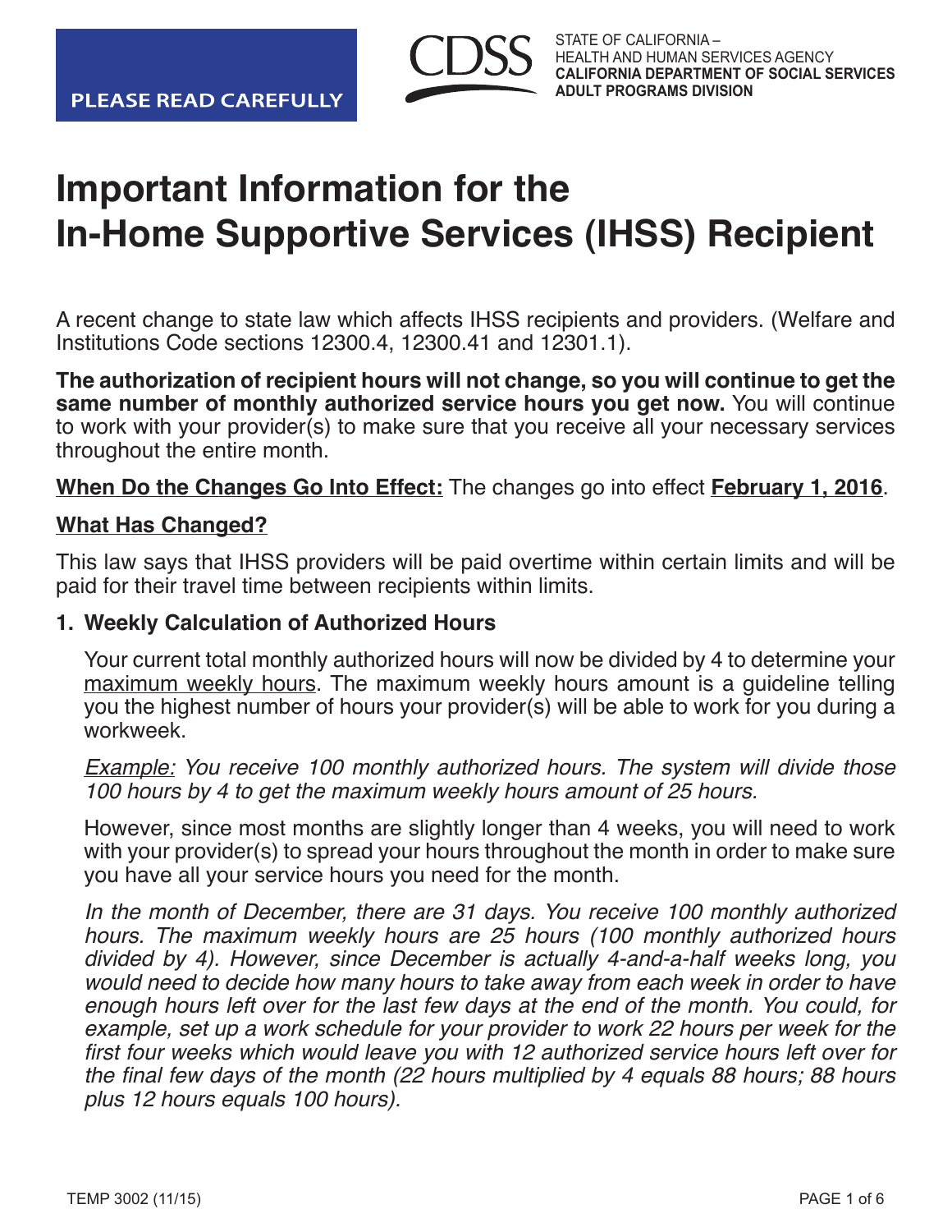**PLEASE READ CAREFULLY**

CDSS

STATE OF CALIFORNIA –
HEALTH AND HUMAN SERVICES AGENCY
**CALIFORNIA DEPARTMENT OF SOCIAL SERVICES**
**ADULT PROGRAMS DIVISION**

# Important Information for the In-Home Supportive Services (IHSS) Recipient

A recent change to state law which affects IHSS recipients and providers. (Welfare and Institutions Code sections 12300.4, 12300.41 and 12301.1).

**The authorization of recipient hours will not change, so you will continue to get the same number of monthly authorized service hours you get now.** You will continue to work with your provider(s) to make sure that you receive all your necessary services throughout the entire month.

**When Do the Changes Go Into Effect:** The changes go into effect **February 1, 2016**.

**What Has Changed?**

This law says that IHSS providers will be paid overtime within certain limits and will be paid for their travel time between recipients within limits.

### 1. Weekly Calculation of Authorized Hours

Your current total monthly authorized hours will now be divided by 4 to determine your maximum weekly hours. The maximum weekly hours amount is a guideline telling you the highest number of hours your provider(s) will be able to work for you during a workweek.

*Example: You receive 100 monthly authorized hours. The system will divide those 100 hours by 4 to get the maximum weekly hours amount of 25 hours.*

However, since most months are slightly longer than 4 weeks, you will need to work with your provider(s) to spread your hours throughout the month in order to make sure you have all your service hours you need for the month.

*In the month of December, there are 31 days. You receive 100 monthly authorized hours. The maximum weekly hours are 25 hours (100 monthly authorized hours divided by 4). However, since December is actually 4-and-a-half weeks long, you would need to decide how many hours to take away from each week in order to have enough hours left over for the last few days at the end of the month. You could, for example, set up a work schedule for your provider to work 22 hours per week for the first four weeks which would leave you with 12 authorized service hours left over for the final few days of the month (22 hours multiplied by 4 equals 88 hours; 88 hours plus 12 hours equals 100 hours).*

TEMP 3002 (11/15)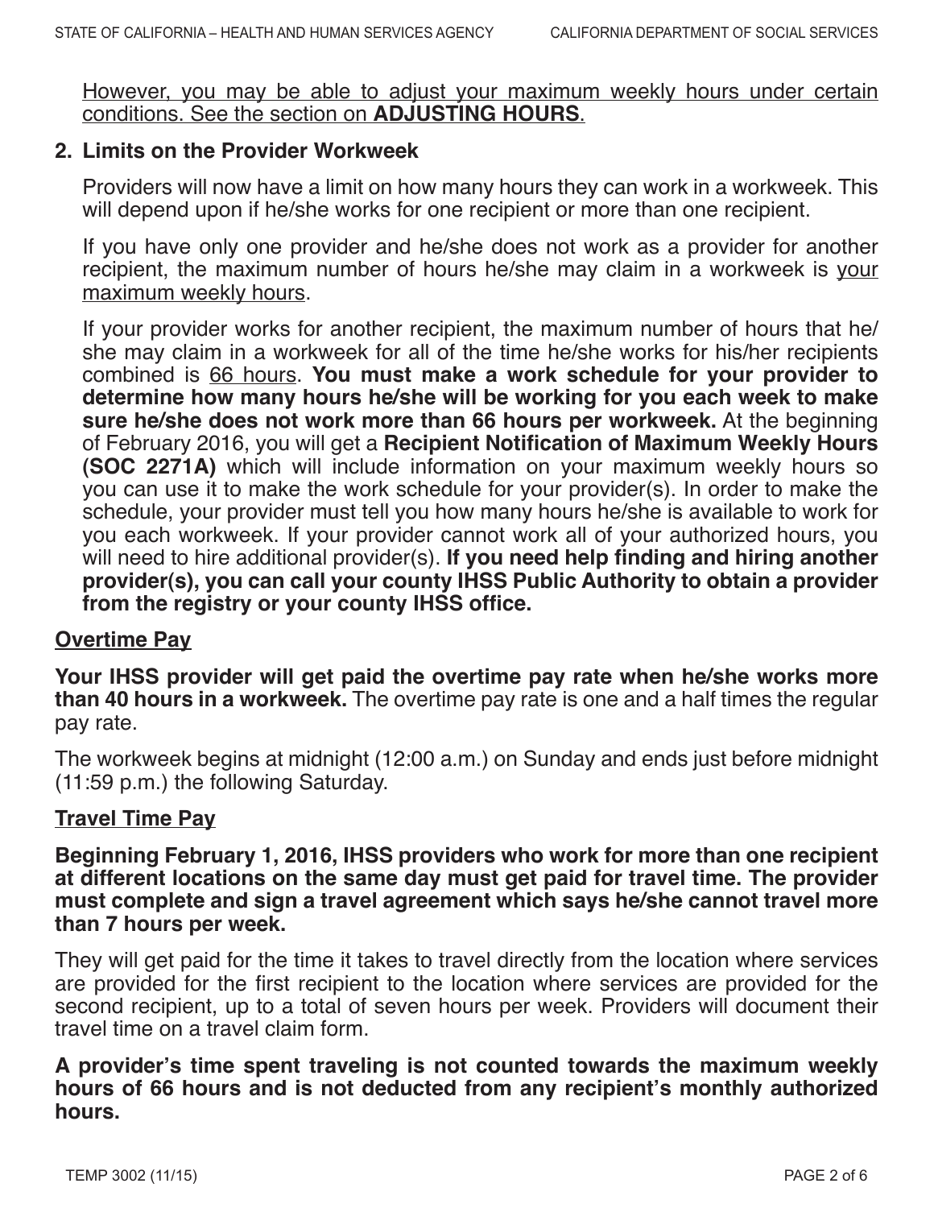<u>However, you may be able to adjust your maximum weekly hours under certain conditions. See the section on **ADJUSTING HOURS**.</u>

### 2. Limits on the Provider Workweek

Providers will now have a limit on how many hours they can work in a workweek. This will depend upon if he/she works for one recipient or more than one recipient.

If you have only one provider and he/she does not work as a provider for another recipient, the maximum number of hours he/she may claim in a workweek is <u>your maximum weekly hours</u>.

If your provider works for another recipient, the maximum number of hours that he/she may claim in a workweek for all of the time he/she works for his/her recipients combined is <u>66 hours</u>. **You must make a work schedule for your provider to determine how many hours he/she will be working for you each week to make sure he/she does not work more than 66 hours per workweek.** At the beginning of February 2016, you will get a **Recipient Notification of Maximum Weekly Hours (SOC 2271A)** which will include information on your maximum weekly hours so you can use it to make the work schedule for your provider(s). In order to make the schedule, your provider must tell you how many hours he/she is available to work for you each workweek. If your provider cannot work all of your authorized hours, you will need to hire additional provider(s). **If you need help finding and hiring another provider(s), you can call your county IHSS Public Authority to obtain a provider from the registry or your county IHSS office.**

## <u>Overtime Pay</u>

**Your IHSS provider will get paid the overtime pay rate when he/she works more than 40 hours in a workweek.** The overtime pay rate is one and a half times the regular pay rate.

The workweek begins at midnight (12:00 a.m.) on Sunday and ends just before midnight (11:59 p.m.) the following Saturday.

## <u>Travel Time Pay</u>

**Beginning February 1, 2016, IHSS providers who work for more than one recipient at different locations on the same day must get paid for travel time. The provider must complete and sign a travel agreement which says he/she cannot travel more than 7 hours per week.**

They will get paid for the time it takes to travel directly from the location where services are provided for the first recipient to the location where services are provided for the second recipient, up to a total of seven hours per week. Providers will document their travel time on a travel claim form.

**A provider's time spent traveling is not counted towards the maximum weekly hours of 66 hours and is not deducted from any recipient's monthly authorized hours.**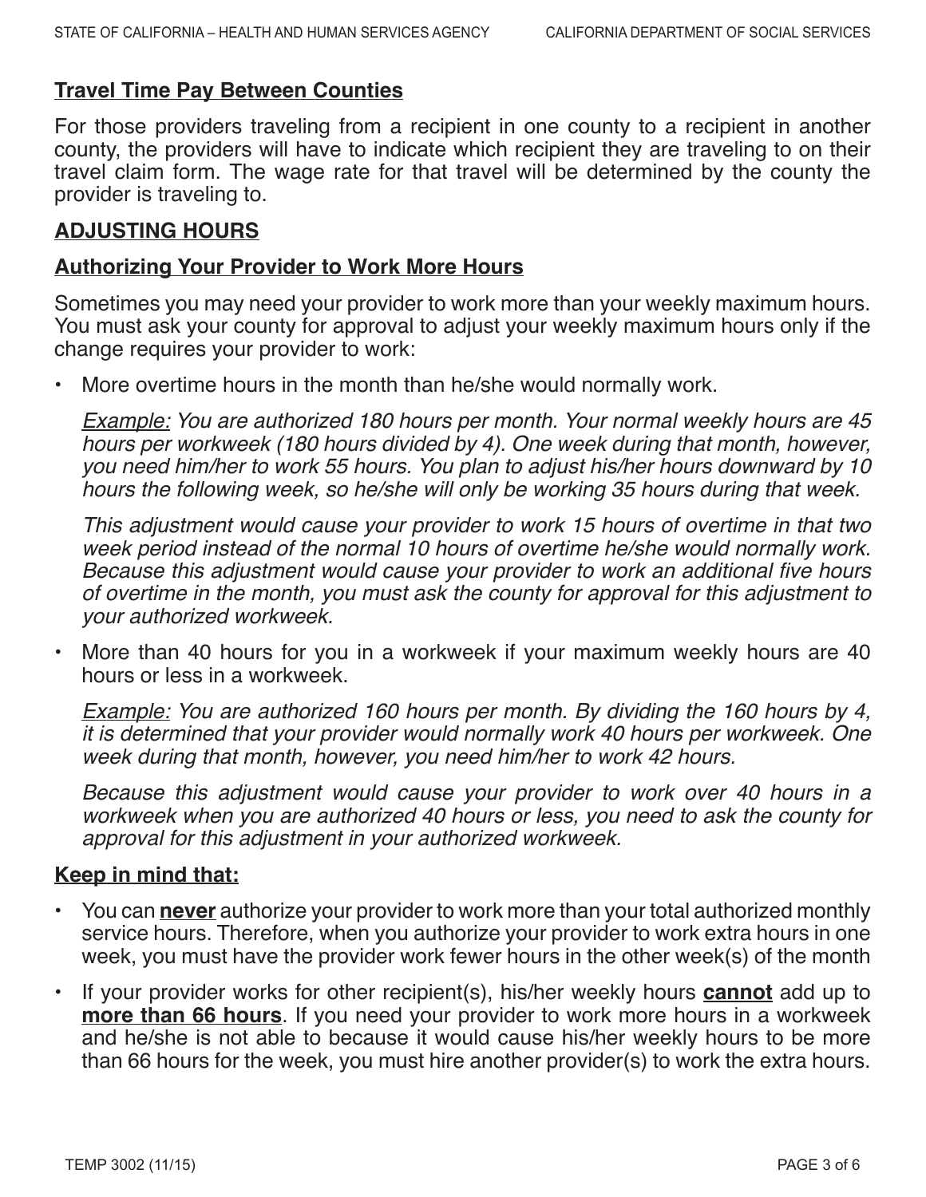## Travel Time Pay Between Counties

For those providers traveling from a recipient in one county to a recipient in another county, the providers will have to indicate which recipient they are traveling to on their travel claim form. The wage rate for that travel will be determined by the county the provider is traveling to.

## ADJUSTING HOURS

### Authorizing Your Provider to Work More Hours

Sometimes you may need your provider to work more than your weekly maximum hours. You must ask your county for approval to adjust your weekly maximum hours only if the change requires your provider to work:

- More overtime hours in the month than he/she would normally work.

  *Example: You are authorized 180 hours per month. Your normal weekly hours are 45 hours per workweek (180 hours divided by 4). One week during that month, however, you need him/her to work 55 hours. You plan to adjust his/her hours downward by 10 hours the following week, so he/she will only be working 35 hours during that week.*

  *This adjustment would cause your provider to work 15 hours of overtime in that two week period instead of the normal 10 hours of overtime he/she would normally work. Because this adjustment would cause your provider to work an additional five hours of overtime in the month, you must ask the county for approval for this adjustment to your authorized workweek.*

- More than 40 hours for you in a workweek if your maximum weekly hours are 40 hours or less in a workweek.

  *Example: You are authorized 160 hours per month. By dividing the 160 hours by 4, it is determined that your provider would normally work 40 hours per workweek. One week during that month, however, you need him/her to work 42 hours.*

  *Because this adjustment would cause your provider to work over 40 hours in a workweek when you are authorized 40 hours or less, you need to ask the county for approval for this adjustment in your authorized workweek.*

### Keep in mind that:

- You can **never** authorize your provider to work more than your total authorized monthly service hours. Therefore, when you authorize your provider to work extra hours in one week, you must have the provider work fewer hours in the other week(s) of the month
- If your provider works for other recipient(s), his/her weekly hours **cannot** add up to **more than 66 hours**. If you need your provider to work more hours in a workweek and he/she is not able to because it would cause his/her weekly hours to be more than 66 hours for the week, you must hire another provider(s) to work the extra hours.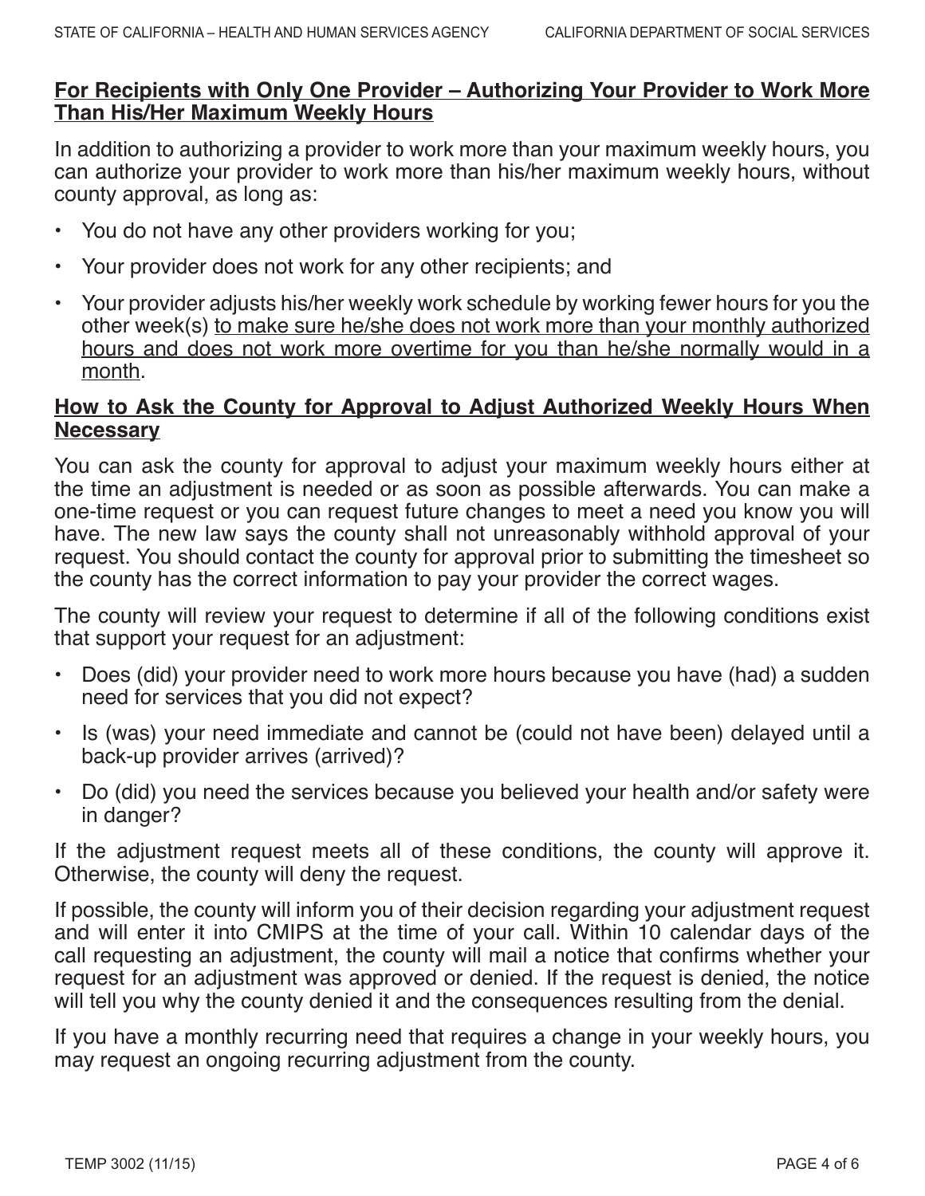## For Recipients with Only One Provider – Authorizing Your Provider to Work More Than His/Her Maximum Weekly Hours

In addition to authorizing a provider to work more than your maximum weekly hours, you can authorize your provider to work more than his/her maximum weekly hours, without county approval, as long as:

- You do not have any other providers working for you;
- Your provider does not work for any other recipients; and
- Your provider adjusts his/her weekly work schedule by working fewer hours for you the other week(s) <u>to make sure he/she does not work more than your monthly authorized hours and does not work more overtime for you than he/she normally would in a month</u>.

## How to Ask the County for Approval to Adjust Authorized Weekly Hours When Necessary

You can ask the county for approval to adjust your maximum weekly hours either at the time an adjustment is needed or as soon as possible afterwards. You can make a one-time request or you can request future changes to meet a need you know you will have. The new law says the county shall not unreasonably withhold approval of your request. You should contact the county for approval prior to submitting the timesheet so the county has the correct information to pay your provider the correct wages.

The county will review your request to determine if all of the following conditions exist that support your request for an adjustment:

- Does (did) your provider need to work more hours because you have (had) a sudden need for services that you did not expect?
- Is (was) your need immediate and cannot be (could not have been) delayed until a back-up provider arrives (arrived)?
- Do (did) you need the services because you believed your health and/or safety were in danger?

If the adjustment request meets all of these conditions, the county will approve it. Otherwise, the county will deny the request.

If possible, the county will inform you of their decision regarding your adjustment request and will enter it into CMIPS at the time of your call. Within 10 calendar days of the call requesting an adjustment, the county will mail a notice that confirms whether your request for an adjustment was approved or denied. If the request is denied, the notice will tell you why the county denied it and the consequences resulting from the denial.

If you have a monthly recurring need that requires a change in your weekly hours, you may request an ongoing recurring adjustment from the county.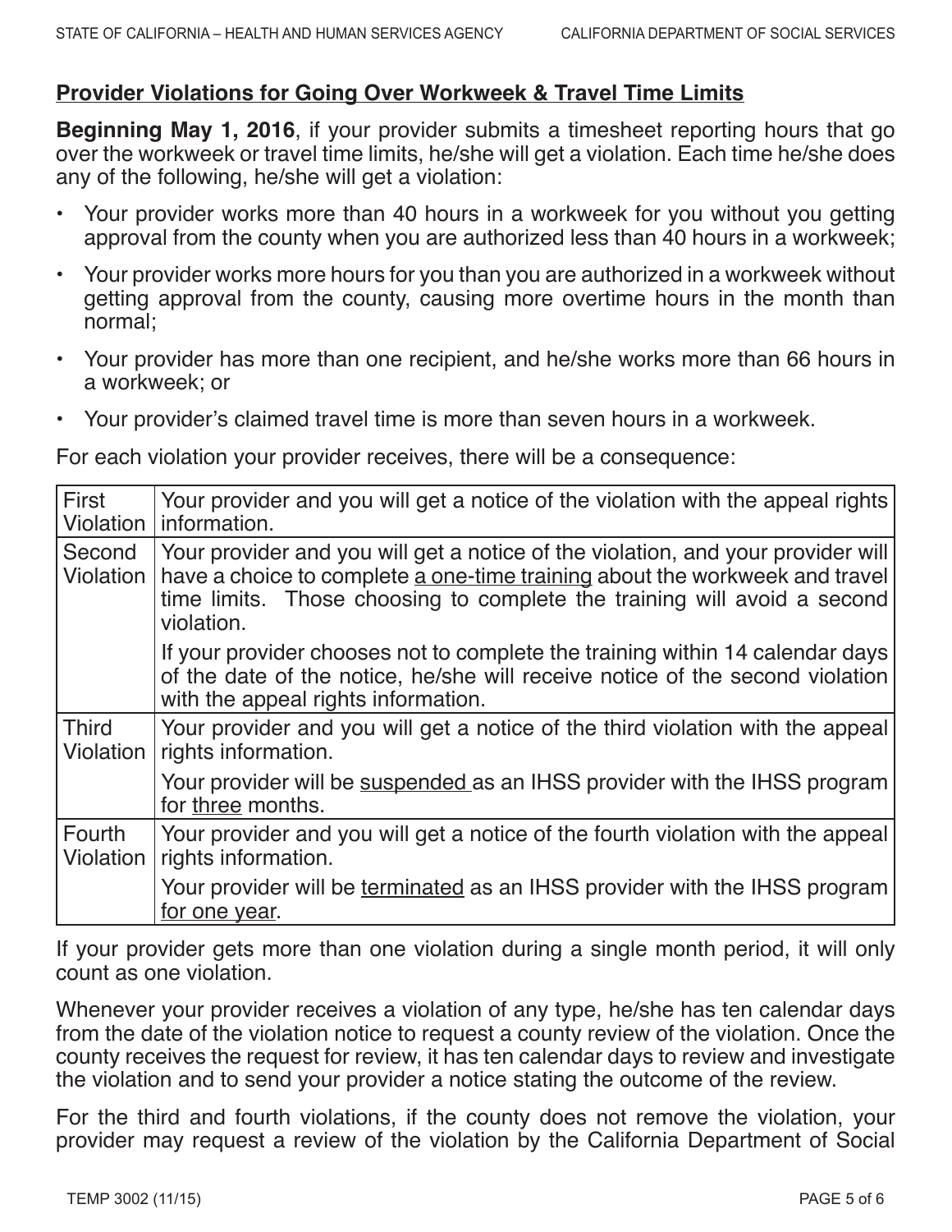## Provider Violations for Going Over Workweek & Travel Time Limits

**Beginning May 1, 2016**, if your provider submits a timesheet reporting hours that go over the workweek or travel time limits, he/she will get a violation. Each time he/she does any of the following, he/she will get a violation:

- Your provider works more than 40 hours in a workweek for you without you getting approval from the county when you are authorized less than 40 hours in a workweek;
- Your provider works more hours for you than you are authorized in a workweek without getting approval from the county, causing more overtime hours in the month than normal;
- Your provider has more than one recipient, and he/she works more than 66 hours in a workweek; or
- Your provider's claimed travel time is more than seven hours in a workweek.

For each violation your provider receives, there will be a consequence:

| Violation | Consequence |
|---|---|
| First Violation | Your provider and you will get a notice of the violation with the appeal rights information. |
| Second Violation | Your provider and you will get a notice of the violation, and your provider will have a choice to complete a one-time training about the workweek and travel time limits. Those choosing to complete the training will avoid a second violation.<br><br>If your provider chooses not to complete the training within 14 calendar days of the date of the notice, he/she will receive notice of the second violation with the appeal rights information. |
| Third Violation | Your provider and you will get a notice of the third violation with the appeal rights information.<br><br>Your provider will be suspended as an IHSS provider with the IHSS program for three months. |
| Fourth Violation | Your provider and you will get a notice of the fourth violation with the appeal rights information.<br><br>Your provider will be terminated as an IHSS provider with the IHSS program for one year. |

If your provider gets more than one violation during a single month period, it will only count as one violation.

Whenever your provider receives a violation of any type, he/she has ten calendar days from the date of the violation notice to request a county review of the violation. Once the county receives the request for review, it has ten calendar days to review and investigate the violation and to send your provider a notice stating the outcome of the review.

For the third and fourth violations, if the county does not remove the violation, your provider may request a review of the violation by the California Department of Social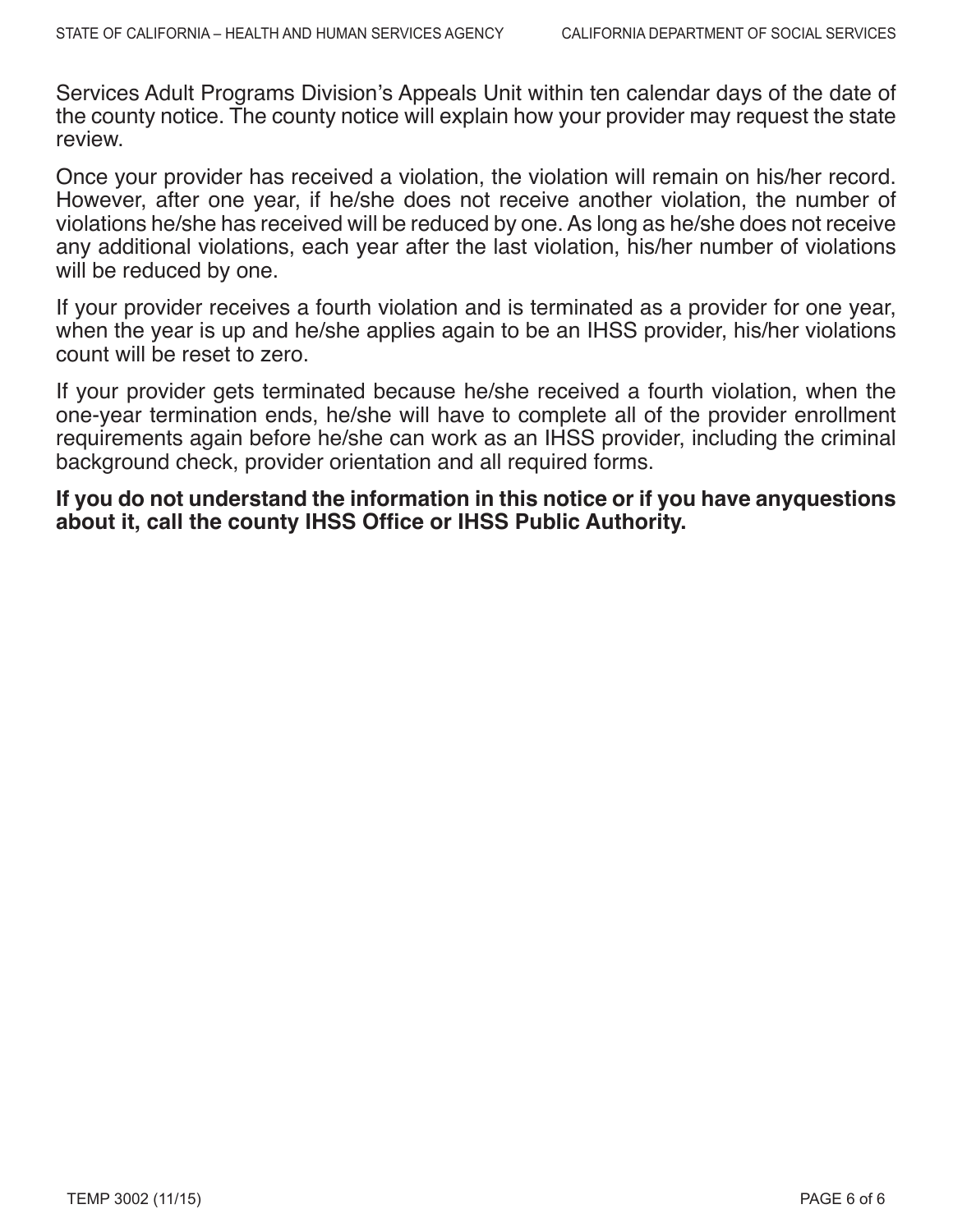Services Adult Programs Division's Appeals Unit within ten calendar days of the date of the county notice. The county notice will explain how your provider may request the state review.

Once your provider has received a violation, the violation will remain on his/her record. However, after one year, if he/she does not receive another violation, the number of violations he/she has received will be reduced by one. As long as he/she does not receive any additional violations, each year after the last violation, his/her number of violations will be reduced by one.

If your provider receives a fourth violation and is terminated as a provider for one year, when the year is up and he/she applies again to be an IHSS provider, his/her violations count will be reset to zero.

If your provider gets terminated because he/she received a fourth violation, when the one-year termination ends, he/she will have to complete all of the provider enrollment requirements again before he/she can work as an IHSS provider, including the criminal background check, provider orientation and all required forms.

**If you do not understand the information in this notice or if you have anyquestions about it, call the county IHSS Office or IHSS Public Authority.**

TEMP 3002 (11/15)